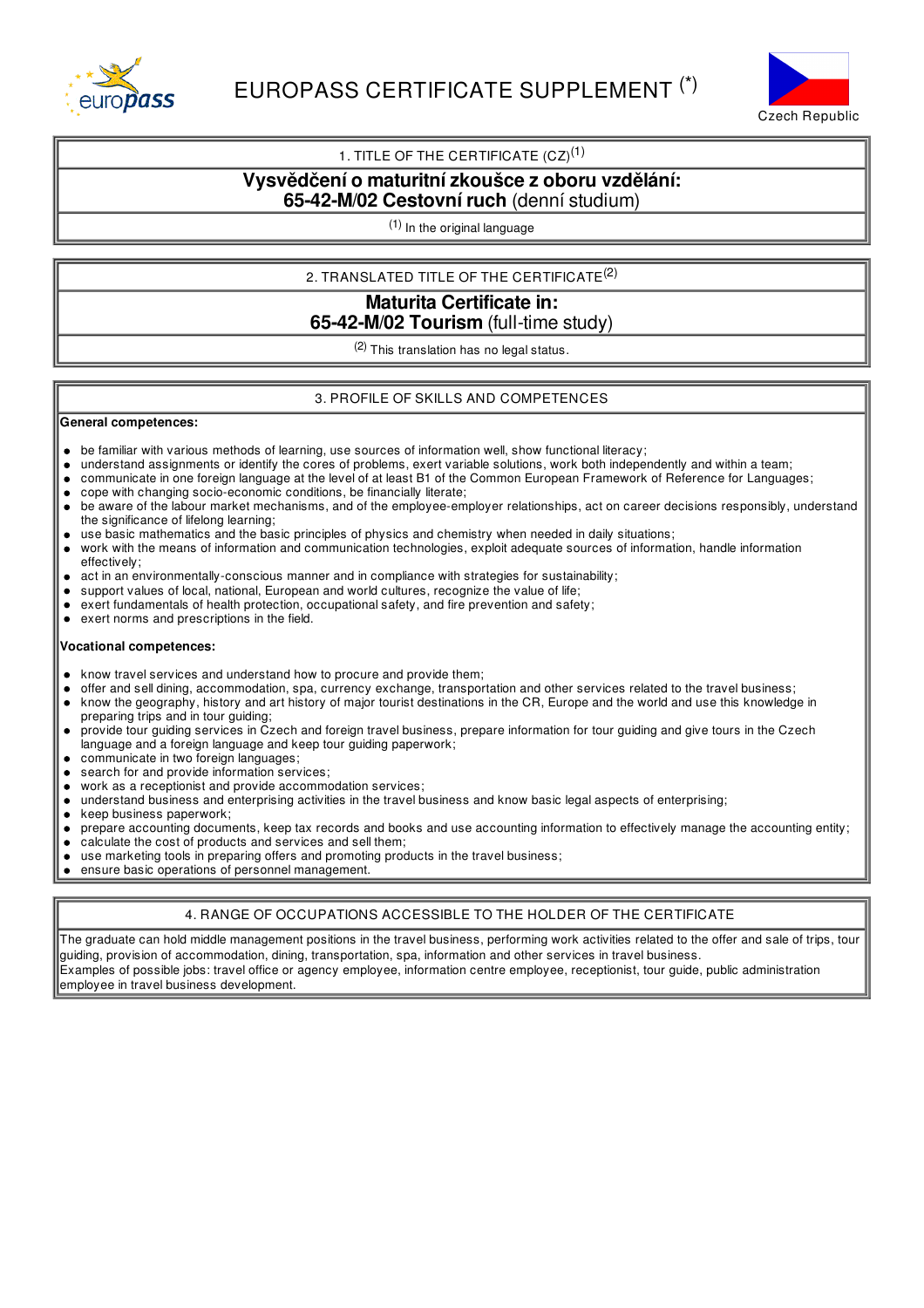# EUROPASS CERTIFICATE SUPPLEMENT (*)

Czech Republic

## 1. TITLE OF THE CERTIFICATE (CZ)[1]

**Vysvědčení o maturitní zkoušce z oboru vzdělání:**
**65-42-M/02 Cestovní ruch** (denní studium)

[1] In the original language

## 2. TRANSLATED TITLE OF THE CERTIFICATE[2]

**Maturita Certificate in:**
**65-42-M/02 Tourism** (full-time study)

[2] This translation has no legal status.

## 3. PROFILE OF SKILLS AND COMPETENCES

**General competences:**

- be familiar with various methods of learning, use sources of information well, show functional literacy;
- understand assignments or identify the cores of problems, exert variable solutions, work both independently and within a team;
- communicate in one foreign language at the level of at least B1 of the Common European Framework of Reference for Languages;
- cope with changing socio-economic conditions, be financially literate;
- be aware of the labour market mechanisms, and of the employee-employer relationships, act on career decisions responsibly, understand the significance of lifelong learning;
- use basic mathematics and the basic principles of physics and chemistry when needed in daily situations;
- work with the means of information and communication technologies, exploit adequate sources of information, handle information effectively;
- act in an environmentally-conscious manner and in compliance with strategies for sustainability;
- support values of local, national, European and world cultures, recognize the value of life;
- exert fundamentals of health protection, occupational safety, and fire prevention and safety;
- exert norms and prescriptions in the field.

**Vocational competences:**

- know travel services and understand how to procure and provide them;
- offer and sell dining, accommodation, spa, currency exchange, transportation and other services related to the travel business;
- know the geography, history and art history of major tourist destinations in the CR, Europe and the world and use this knowledge in preparing trips and in tour guiding;
- provide tour guiding services in Czech and foreign travel business, prepare information for tour guiding and give tours in the Czech language and a foreign language and keep tour guiding paperwork;
- communicate in two foreign languages;
- search for and provide information services;
- work as a receptionist and provide accommodation services;
- understand business and enterprising activities in the travel business and know basic legal aspects of enterprising;
- keep business paperwork;
- prepare accounting documents, keep tax records and books and use accounting information to effectively manage the accounting entity;
- calculate the cost of products and services and sell them;
- use marketing tools in preparing offers and promoting products in the travel business;
- ensure basic operations of personnel management.

## 4. RANGE OF OCCUPATIONS ACCESSIBLE TO THE HOLDER OF THE CERTIFICATE

The graduate can hold middle management positions in the travel business, performing work activities related to the offer and sale of trips, tour guiding, provision of accommodation, dining, transportation, spa, information and other services in travel business.
Examples of possible jobs: travel office or agency employee, information centre employee, receptionist, tour guide, public administration employee in travel business development.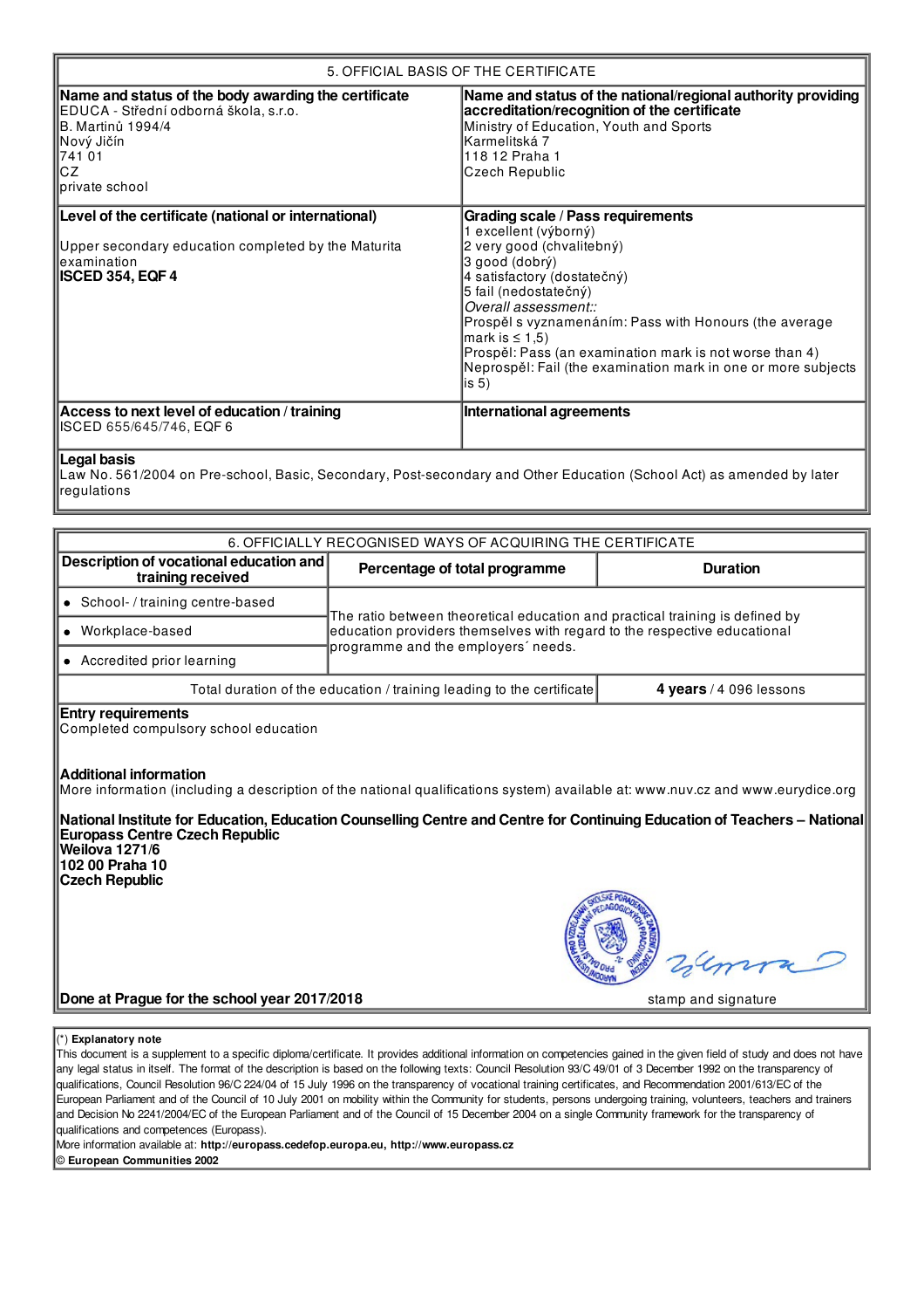## 5. OFFICIAL BASIS OF THE CERTIFICATE

| | |
|---|---|
| **Name and status of the body awarding the certificate**<br>EDUCA - Střední odborná škola, s.r.o.<br>B. Martinů 1994/4<br>Nový Jičín<br>741 01<br>CZ<br>private school | **Name and status of the national/regional authority providing accreditation/recognition of the certificate**<br>Ministry of Education, Youth and Sports<br>Karmelitská 7<br>118 12 Praha 1<br>Czech Republic |
| **Level of the certificate (national or international)**<br>Upper secondary education completed by the Maturita examination<br>**ISCED 354, EQF 4** | **Grading scale / Pass requirements**<br>1 excellent (výborný)<br>2 very good (chvalitebný)<br>3 good (dobrý)<br>4 satisfactory (dostatečný)<br>5 fail (nedostatečný)<br>*Overall assessment::*<br>Prospěl s vyznamenáním: Pass with Honours (the average mark is ≤ 1,5)<br>Prospěl: Pass (an examination mark is not worse than 4)<br>Neprospěl: Fail (the examination mark in one or more subjects is 5) |
| **Access to next level of education / training**<br>ISCED 655/645/746, EQF 6 | **International agreements** |

**Legal basis**
Law No. 561/2004 on Pre-school, Basic, Secondary, Post-secondary and Other Education (School Act) as amended by later regulations

## 6. OFFICIALLY RECOGNISED WAYS OF ACQUIRING THE CERTIFICATE

| Description of vocational education and training received | Percentage of total programme | Duration |
|---|---|---|
| • School- / training centre-based | The ratio between theoretical education and practical training is defined by education providers themselves with regard to the respective educational programme and the employers´ needs. | |
| • Workplace-based | | |
| • Accredited prior learning | | |
| Total duration of the education / training leading to the certificate | | **4 years** / 4 096 lessons |

**Entry requirements**
Completed compulsory school education

**Additional information**
More information (including a description of the national qualifications system) available at: www.nuv.cz and www.eurydice.org

**National Institute for Education, Education Counselling Centre and Centre for Continuing Education of Teachers – National Europass Centre Czech Republic**
**Weilova 1271/6**
**102 00 Praha 10**
**Czech Republic**

**Done at Prague for the school year 2017/2018**

stamp and signature

(*) **Explanatory note**
This document is a supplement to a specific diploma/certificate. It provides additional information on competencies gained in the given field of study and does not have any legal status in itself. The format of the description is based on the following texts: Council Resolution 93/C 49/01 of 3 December 1992 on the transparency of qualifications, Council Resolution 96/C 224/04 of 15 July 1996 on the transparency of vocational training certificates, and Recommendation 2001/613/EC of the European Parliament and of the Council of 10 July 2001 on mobility within the Community for students, persons undergoing training, volunteers, teachers and trainers and Decision No 2241/2004/EC of the European Parliament and of the Council of 15 December 2004 on a single Community framework for the transparency of qualifications and competences (Europass).
More information available at: **http://europass.cedefop.europa.eu, http://www.europass.cz**
**© European Communities 2002**